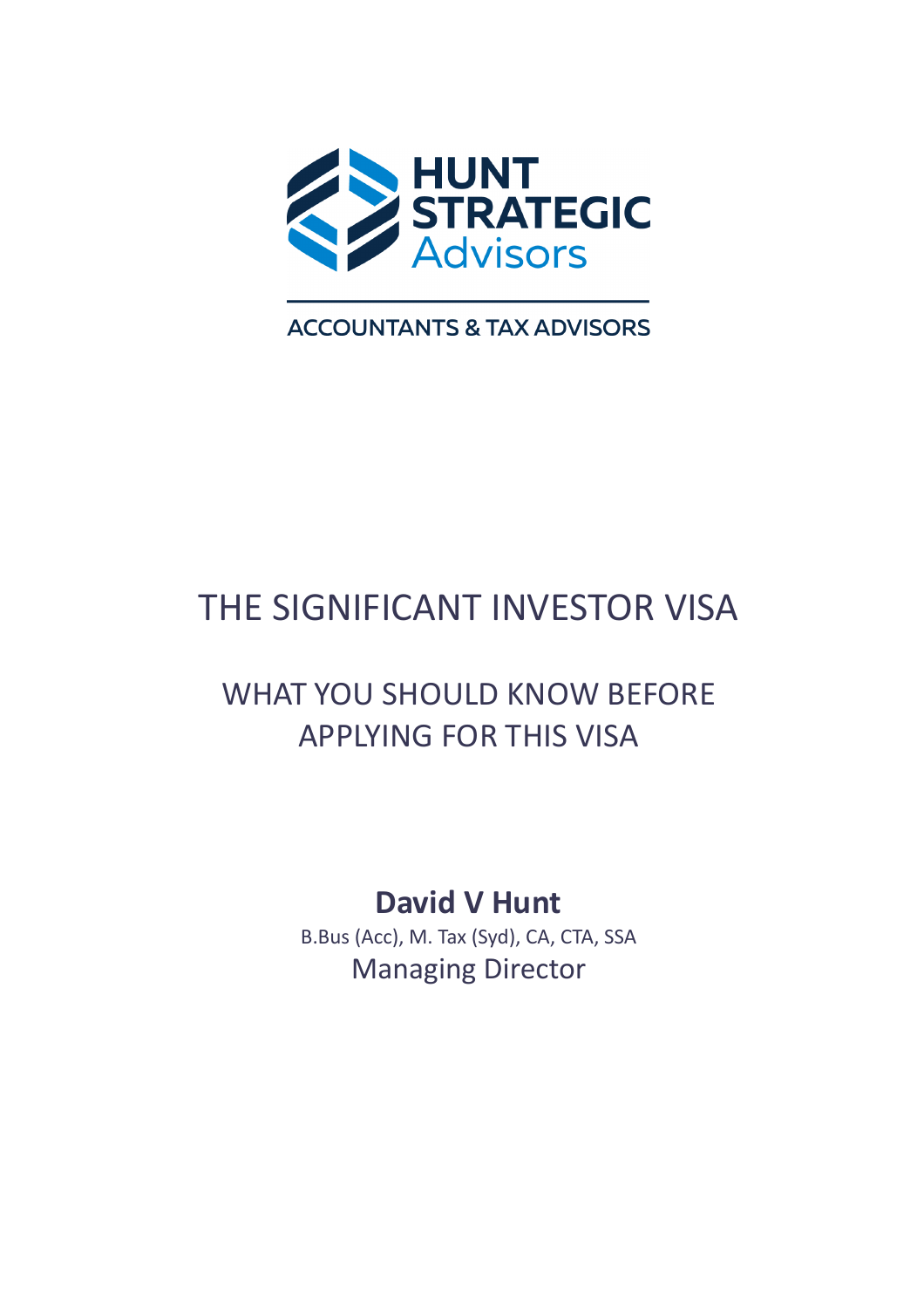HUNT STRATEGIC Advisors

ACCOUNTANTS & TAX ADVISORS

# THE SIGNIFICANT INVESTOR VISA

## WHAT YOU SHOULD KNOW BEFORE APPLYING FOR THIS VISA

**David V Hunt**

B.Bus (Acc), M. Tax (Syd), CA, CTA, SSA

Managing Director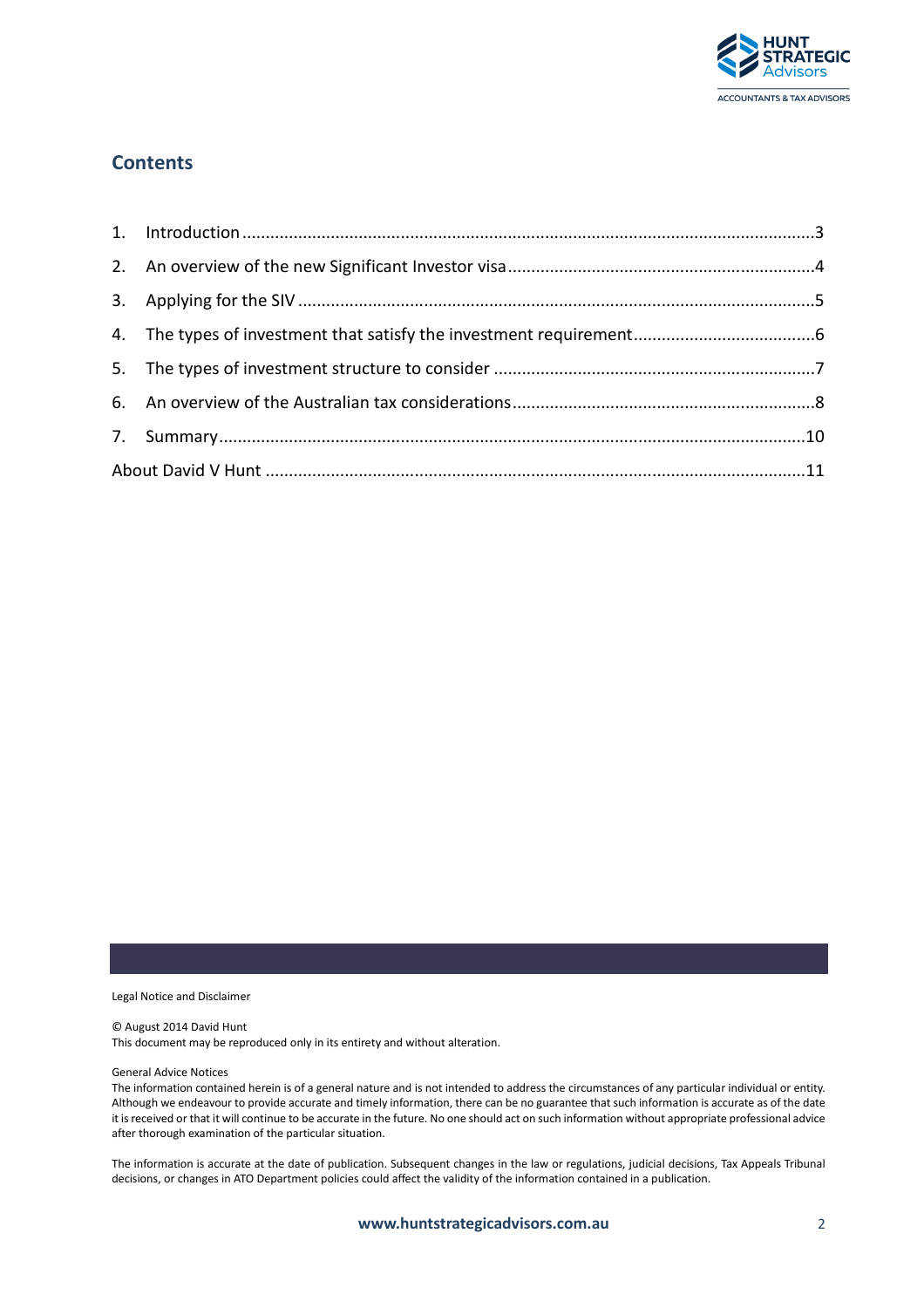## Contents

1. Introduction ........................................................................................................................3
2. An overview of the new Significant Investor visa .................................................................4
3. Applying for the SIV ............................................................................................................5
4. The types of investment that satisfy the investment requirement.......................................6
5. The types of investment structure to consider ....................................................................7
6. An overview of the Australian tax considerations................................................................8
7. Summary............................................................................................................................10

About David V Hunt ..................................................................................................................11

Legal Notice and Disclaimer

© August 2014 David Hunt
This document may be reproduced only in its entirety and without alteration.

General Advice Notices
The information contained herein is of a general nature and is not intended to address the circumstances of any particular individual or entity. Although we endeavour to provide accurate and timely information, there can be no guarantee that such information is accurate as of the date it is received or that it will continue to be accurate in the future. No one should act on such information without appropriate professional advice after thorough examination of the particular situation.

The information is accurate at the date of publication. Subsequent changes in the law or regulations, judicial decisions, Tax Appeals Tribunal decisions, or changes in ATO Department policies could affect the validity of the information contained in a publication.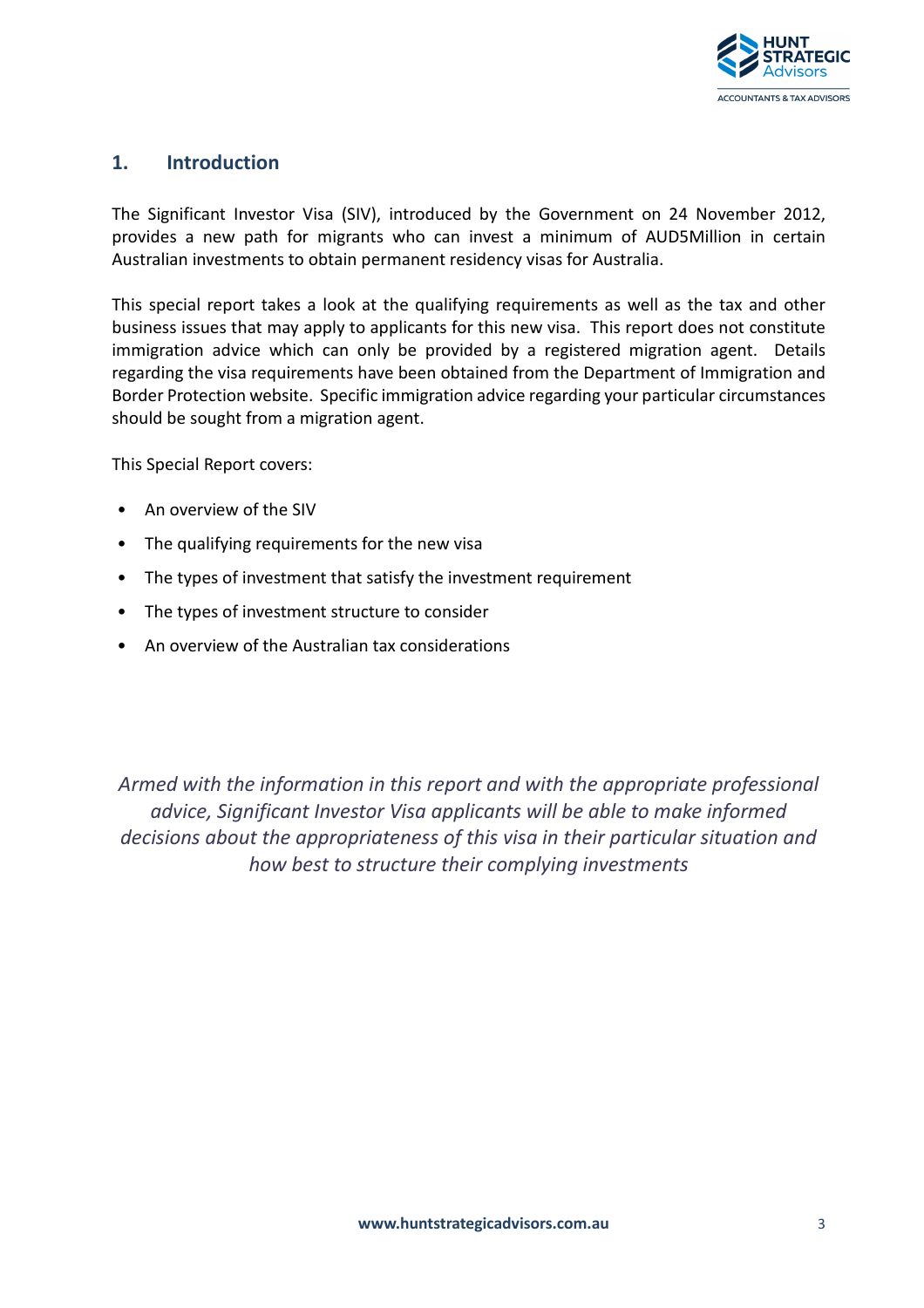## 1. Introduction

The Significant Investor Visa (SIV), introduced by the Government on 24 November 2012, provides a new path for migrants who can invest a minimum of AUD5Million in certain Australian investments to obtain permanent residency visas for Australia.

This special report takes a look at the qualifying requirements as well as the tax and other business issues that may apply to applicants for this new visa. This report does not constitute immigration advice which can only be provided by a registered migration agent. Details regarding the visa requirements have been obtained from the Department of Immigration and Border Protection website. Specific immigration advice regarding your particular circumstances should be sought from a migration agent.

This Special Report covers:

- An overview of the SIV
- The qualifying requirements for the new visa
- The types of investment that satisfy the investment requirement
- The types of investment structure to consider
- An overview of the Australian tax considerations

*Armed with the information in this report and with the appropriate professional advice, Significant Investor Visa applicants will be able to make informed decisions about the appropriateness of this visa in their particular situation and how best to structure their complying investments*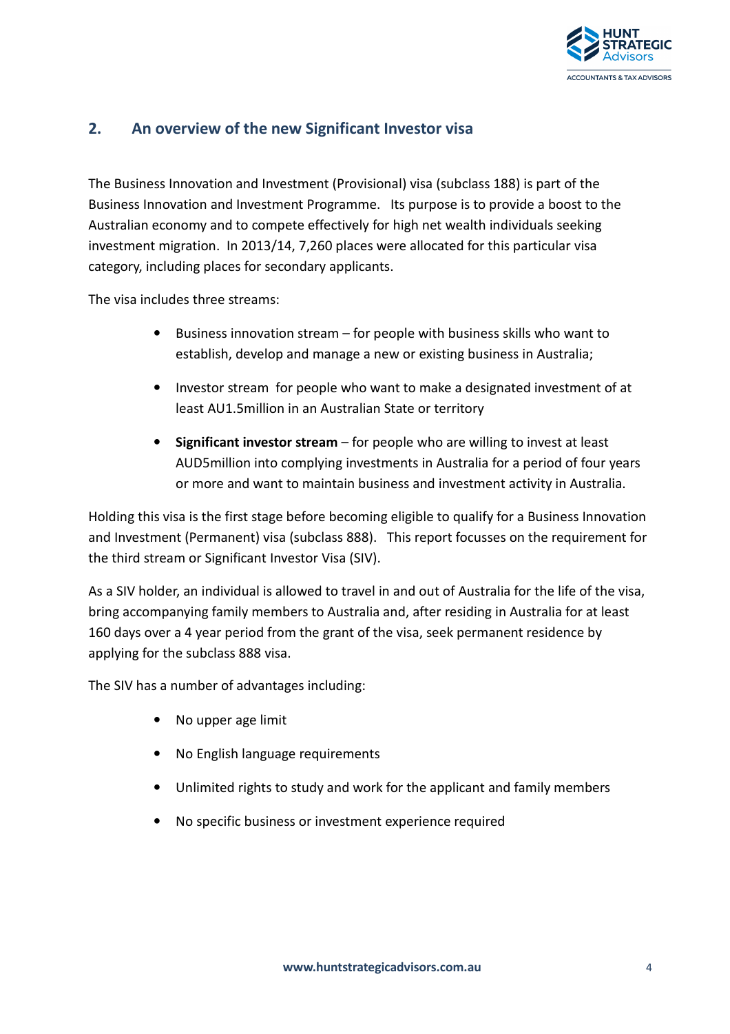## 2. An overview of the new Significant Investor visa

The Business Innovation and Investment (Provisional) visa (subclass 188) is part of the Business Innovation and Investment Programme. Its purpose is to provide a boost to the Australian economy and to compete effectively for high net wealth individuals seeking investment migration. In 2013/14, 7,260 places were allocated for this particular visa category, including places for secondary applicants.

The visa includes three streams:

- Business innovation stream – for people with business skills who want to establish, develop and manage a new or existing business in Australia;
- Investor stream for people who want to make a designated investment of at least AU1.5million in an Australian State or territory
- **Significant investor stream** – for people who are willing to invest at least AUD5million into complying investments in Australia for a period of four years or more and want to maintain business and investment activity in Australia.

Holding this visa is the first stage before becoming eligible to qualify for a Business Innovation and Investment (Permanent) visa (subclass 888). This report focusses on the requirement for the third stream or Significant Investor Visa (SIV).

As a SIV holder, an individual is allowed to travel in and out of Australia for the life of the visa, bring accompanying family members to Australia and, after residing in Australia for at least 160 days over a 4 year period from the grant of the visa, seek permanent residence by applying for the subclass 888 visa.

The SIV has a number of advantages including:

- No upper age limit
- No English language requirements
- Unlimited rights to study and work for the applicant and family members
- No specific business or investment experience required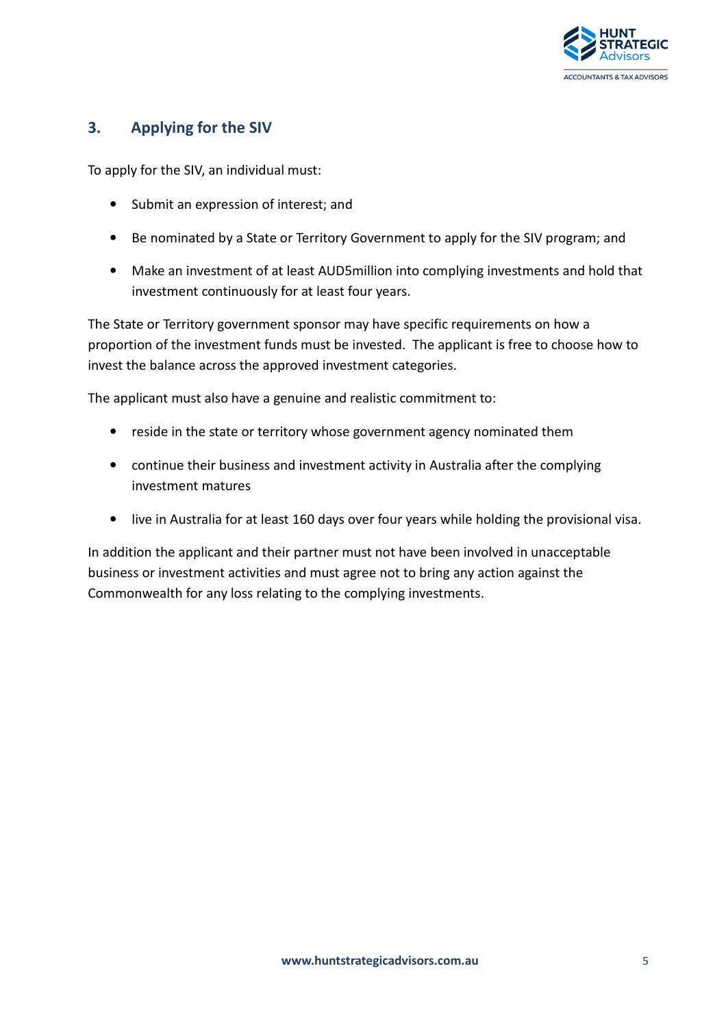## 3. Applying for the SIV

To apply for the SIV, an individual must:

- Submit an expression of interest; and
- Be nominated by a State or Territory Government to apply for the SIV program; and
- Make an investment of at least AUD5million into complying investments and hold that investment continuously for at least four years.

The State or Territory government sponsor may have specific requirements on how a proportion of the investment funds must be invested. The applicant is free to choose how to invest the balance across the approved investment categories.

The applicant must also have a genuine and realistic commitment to:

- reside in the state or territory whose government agency nominated them
- continue their business and investment activity in Australia after the complying investment matures
- live in Australia for at least 160 days over four years while holding the provisional visa.

In addition the applicant and their partner must not have been involved in unacceptable business or investment activities and must agree not to bring any action against the Commonwealth for any loss relating to the complying investments.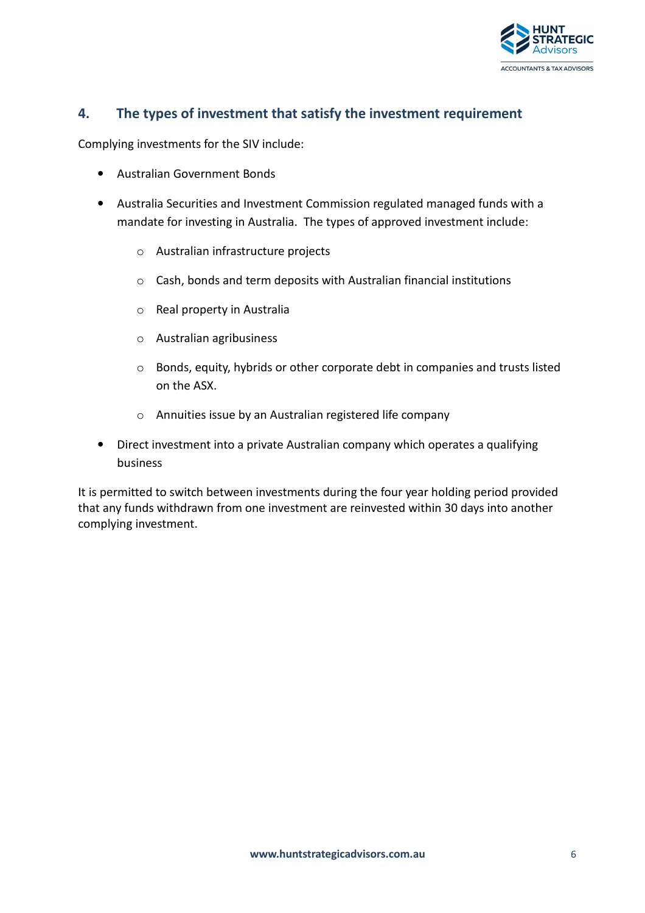## 4. The types of investment that satisfy the investment requirement

Complying investments for the SIV include:

- Australian Government Bonds
- Australia Securities and Investment Commission regulated managed funds with a mandate for investing in Australia. The types of approved investment include:
    - Australian infrastructure projects
    - Cash, bonds and term deposits with Australian financial institutions
    - Real property in Australia
    - Australian agribusiness
    - Bonds, equity, hybrids or other corporate debt in companies and trusts listed on the ASX.
    - Annuities issue by an Australian registered life company
- Direct investment into a private Australian company which operates a qualifying business

It is permitted to switch between investments during the four year holding period provided that any funds withdrawn from one investment are reinvested within 30 days into another complying investment.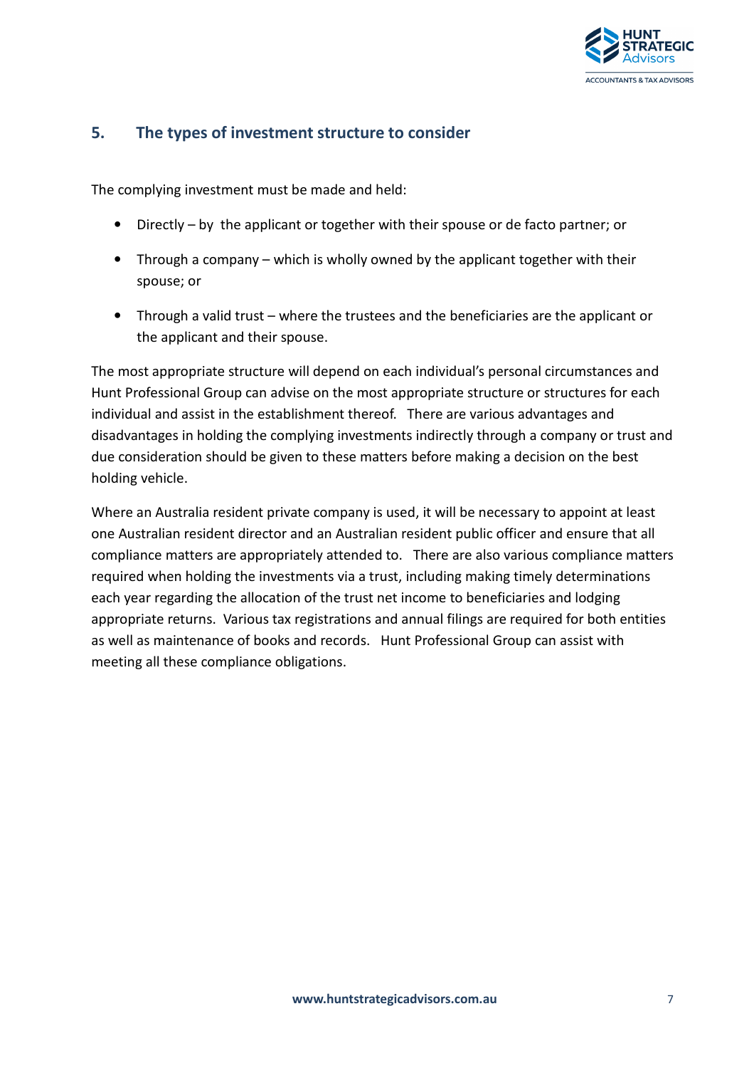## 5. The types of investment structure to consider

The complying investment must be made and held:

- Directly – by the applicant or together with their spouse or de facto partner; or
- Through a company – which is wholly owned by the applicant together with their spouse; or
- Through a valid trust – where the trustees and the beneficiaries are the applicant or the applicant and their spouse.

The most appropriate structure will depend on each individual's personal circumstances and Hunt Professional Group can advise on the most appropriate structure or structures for each individual and assist in the establishment thereof. There are various advantages and disadvantages in holding the complying investments indirectly through a company or trust and due consideration should be given to these matters before making a decision on the best holding vehicle.

Where an Australia resident private company is used, it will be necessary to appoint at least one Australian resident director and an Australian resident public officer and ensure that all compliance matters are appropriately attended to. There are also various compliance matters required when holding the investments via a trust, including making timely determinations each year regarding the allocation of the trust net income to beneficiaries and lodging appropriate returns. Various tax registrations and annual filings are required for both entities as well as maintenance of books and records. Hunt Professional Group can assist with meeting all these compliance obligations.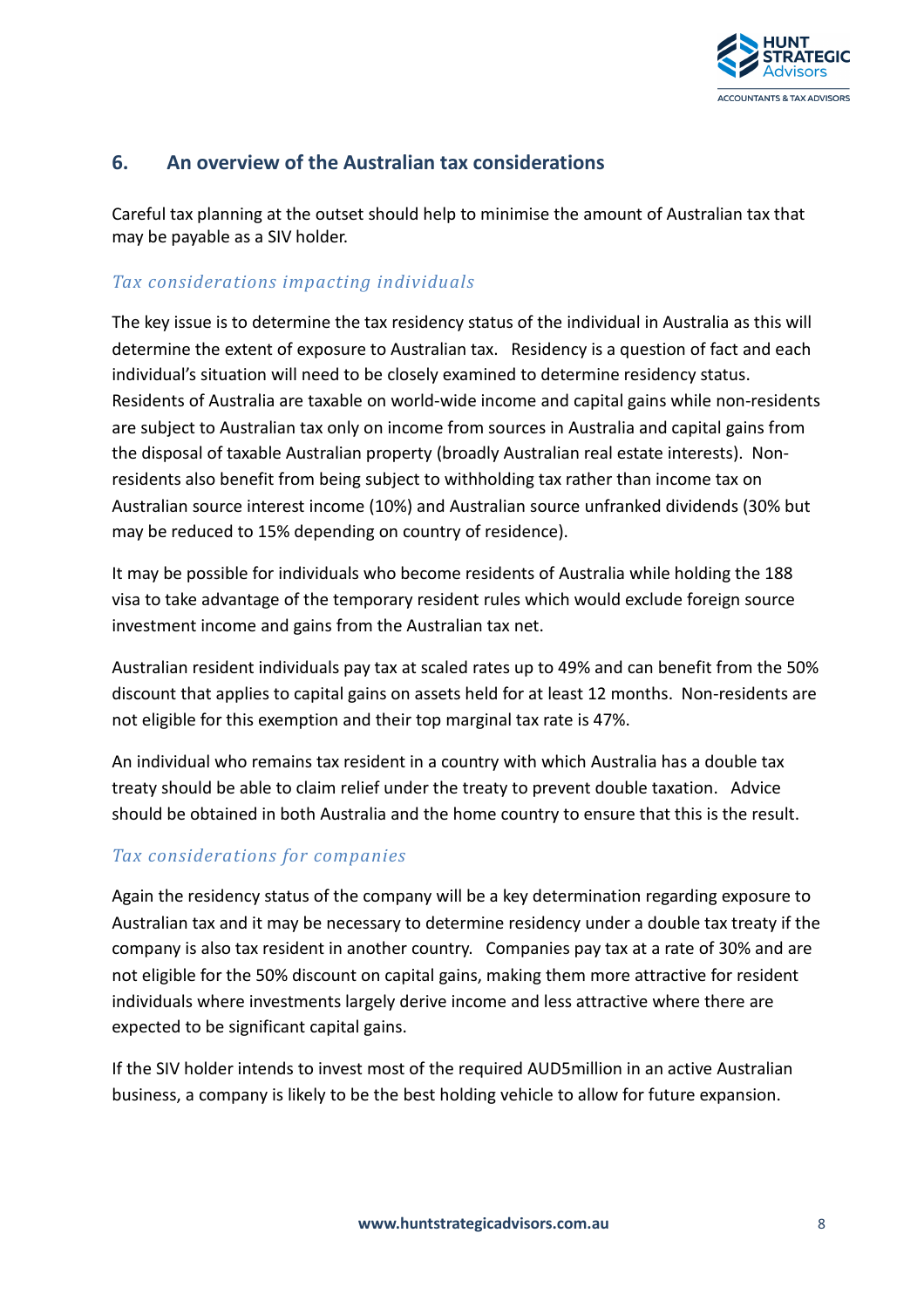## 6. An overview of the Australian tax considerations

Careful tax planning at the outset should help to minimise the amount of Australian tax that may be payable as a SIV holder.

### *Tax considerations impacting individuals*

The key issue is to determine the tax residency status of the individual in Australia as this will determine the extent of exposure to Australian tax. Residency is a question of fact and each individual's situation will need to be closely examined to determine residency status. Residents of Australia are taxable on world-wide income and capital gains while non-residents are subject to Australian tax only on income from sources in Australia and capital gains from the disposal of taxable Australian property (broadly Australian real estate interests). Non-residents also benefit from being subject to withholding tax rather than income tax on Australian source interest income (10%) and Australian source unfranked dividends (30% but may be reduced to 15% depending on country of residence).

It may be possible for individuals who become residents of Australia while holding the 188 visa to take advantage of the temporary resident rules which would exclude foreign source investment income and gains from the Australian tax net.

Australian resident individuals pay tax at scaled rates up to 49% and can benefit from the 50% discount that applies to capital gains on assets held for at least 12 months. Non-residents are not eligible for this exemption and their top marginal tax rate is 47%.

An individual who remains tax resident in a country with which Australia has a double tax treaty should be able to claim relief under the treaty to prevent double taxation. Advice should be obtained in both Australia and the home country to ensure that this is the result.

### *Tax considerations for companies*

Again the residency status of the company will be a key determination regarding exposure to Australian tax and it may be necessary to determine residency under a double tax treaty if the company is also tax resident in another country. Companies pay tax at a rate of 30% and are not eligible for the 50% discount on capital gains, making them more attractive for resident individuals where investments largely derive income and less attractive where there are expected to be significant capital gains.

If the SIV holder intends to invest most of the required AUD5million in an active Australian business, a company is likely to be the best holding vehicle to allow for future expansion.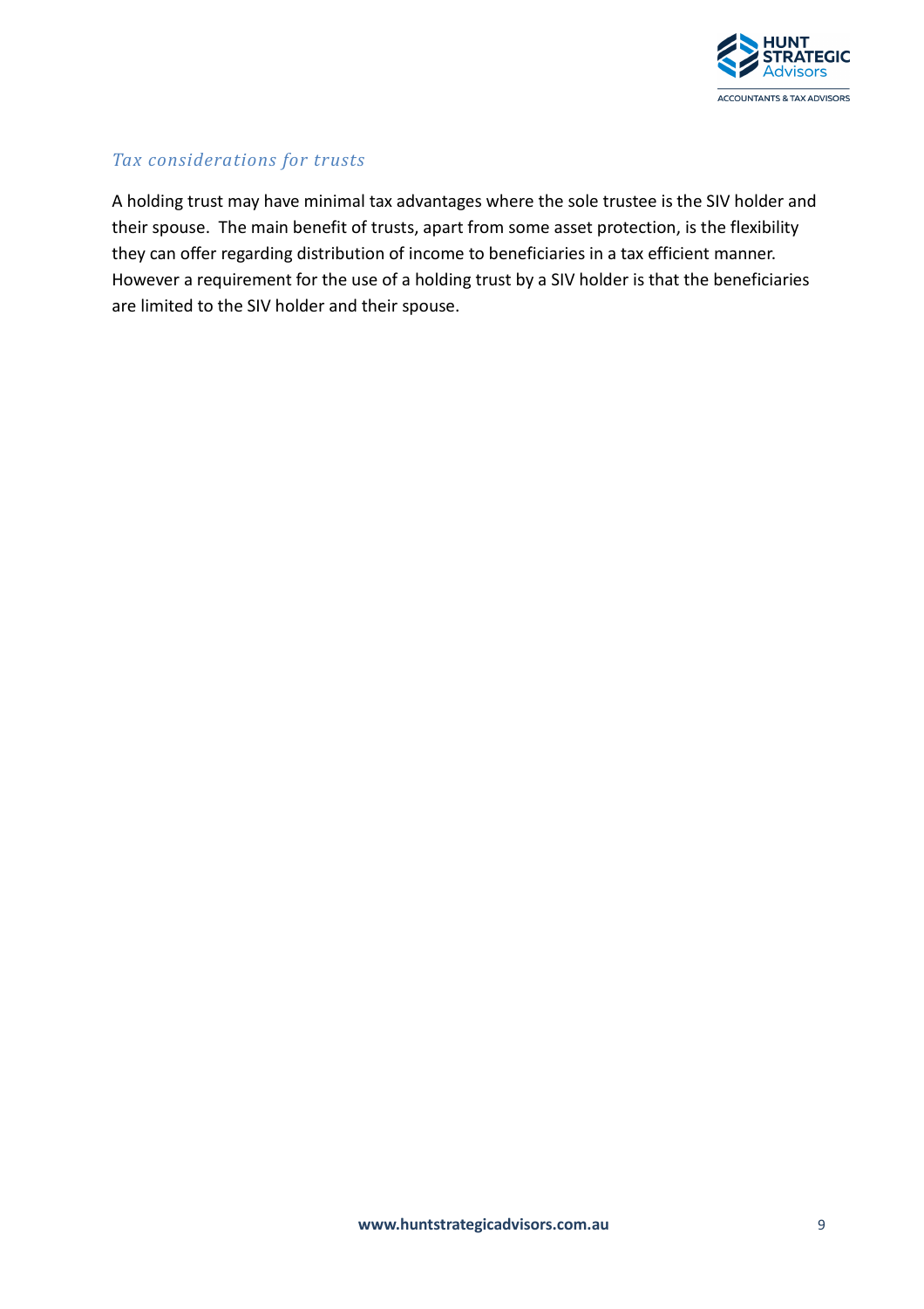### *Tax considerations for trusts*

A holding trust may have minimal tax advantages where the sole trustee is the SIV holder and their spouse.  The main benefit of trusts, apart from some asset protection, is the flexibility they can offer regarding distribution of income to beneficiaries in a tax efficient manner. However a requirement for the use of a holding trust by a SIV holder is that the beneficiaries are limited to the SIV holder and their spouse.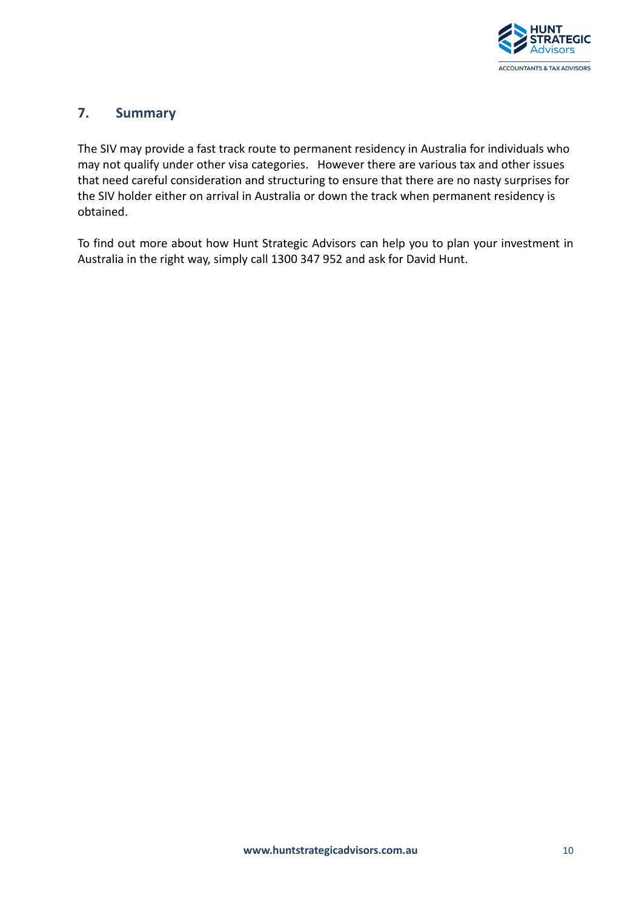## 7. Summary

The SIV may provide a fast track route to permanent residency in Australia for individuals who may not qualify under other visa categories. However there are various tax and other issues that need careful consideration and structuring to ensure that there are no nasty surprises for the SIV holder either on arrival in Australia or down the track when permanent residency is obtained.

To find out more about how Hunt Strategic Advisors can help you to plan your investment in Australia in the right way, simply call 1300 347 952 and ask for David Hunt.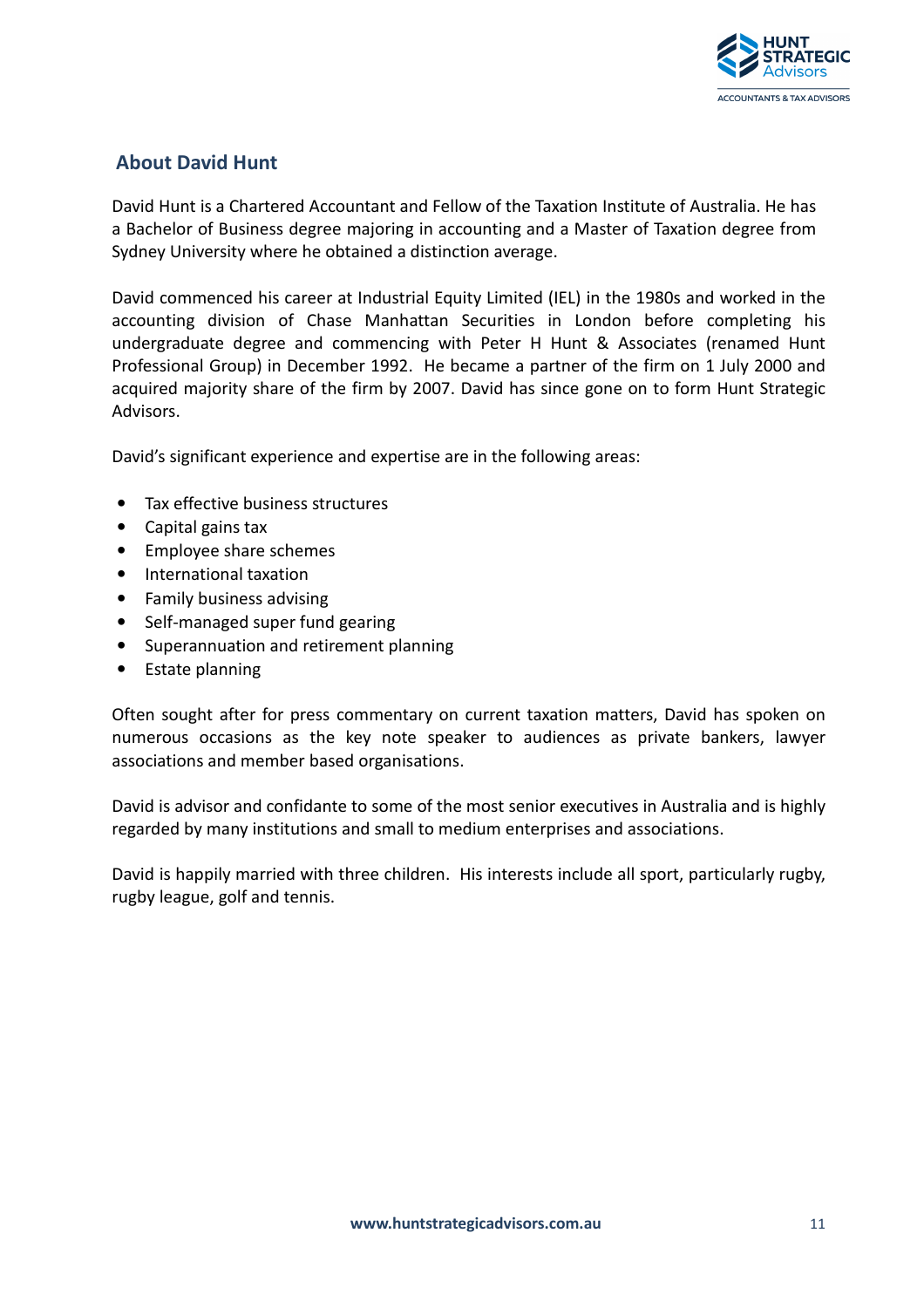## About David Hunt

David Hunt is a Chartered Accountant and Fellow of the Taxation Institute of Australia. He has a Bachelor of Business degree majoring in accounting and a Master of Taxation degree from Sydney University where he obtained a distinction average.

David commenced his career at Industrial Equity Limited (IEL) in the 1980s and worked in the accounting division of Chase Manhattan Securities in London before completing his undergraduate degree and commencing with Peter H Hunt & Associates (renamed Hunt Professional Group) in December 1992. He became a partner of the firm on 1 July 2000 and acquired majority share of the firm by 2007. David has since gone on to form Hunt Strategic Advisors.

David's significant experience and expertise are in the following areas:

- Tax effective business structures
- Capital gains tax
- Employee share schemes
- International taxation
- Family business advising
- Self-managed super fund gearing
- Superannuation and retirement planning
- Estate planning

Often sought after for press commentary on current taxation matters, David has spoken on numerous occasions as the key note speaker to audiences as private bankers, lawyer associations and member based organisations.

David is advisor and confidante to some of the most senior executives in Australia and is highly regarded by many institutions and small to medium enterprises and associations.

David is happily married with three children. His interests include all sport, particularly rugby, rugby league, golf and tennis.